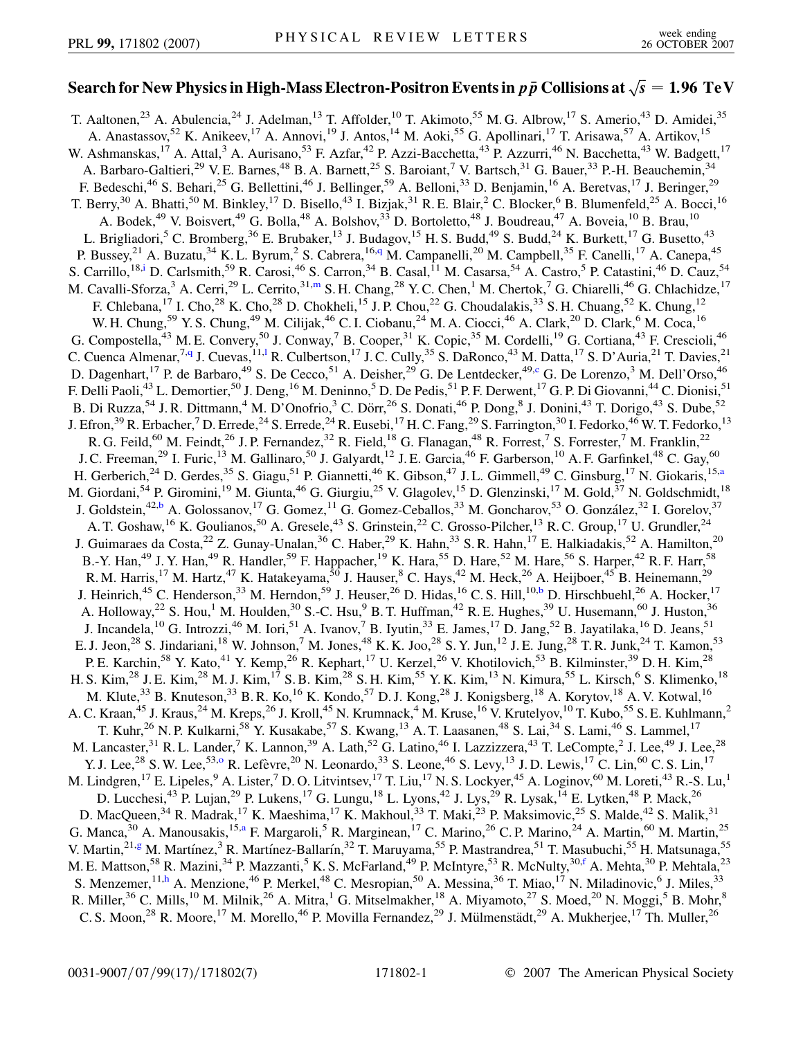# Search for New Physics in High-Mass Electron-Positron Events in $p\bar{p}$ Collisions at $\sqrt{s} = 1.96$ TeV

T. Aaltonen,[23] A. Abulencia,[24] J. Adelman,[13] T. Affolder,[10] T. Akimoto,[55] M. G. Albrow,[17] S. Amerio,[43] D. Amidei,[35] A. Anastassov,[52] K. Anikeev,[17] A. Annovi,[19] J. Antos,[14] M. Aoki,[55] G. Apollinari,[17] T. Arisawa,[57] A. Artikov,[15] W. Ashmanskas,[17] A. Attal,[3] A. Aurisano,[53] F. Azfar,[42] P. Azzi-Bacchetta,[43] P. Azzurri,[46] N. Bacchetta,[43] W. Badgett,[17] A. Barbaro-Galtieri,[29] V. E. Barnes,[48] B. A. Barnett,[25] S. Baroiant,[7] V. Bartsch,[31] G. Bauer,[33] P.-H. Beauchemin,[34] F. Bedeschi,[46] S. Behari,[25] G. Bellettini,[46] J. Bellinger,[59] A. Belloni,[33] D. Benjamin,[16] A. Beretvas,[17] J. Beringer,[29] T. Berry,[30] A. Bhatti,[50] M. Binkley,[17] D. Bisello,[43] I. Bizjak,[31] R. E. Blair,[2] C. Blocker,[6] B. Blumenfeld,[25] A. Bocci,[16] A. Bodek,[49] V. Boisvert,[49] G. Bolla,[48] A. Bolshov,[33] D. Bortoletto,[48] J. Boudreau,[47] A. Boveia,[10] B. Brau,[10] L. Brigliadori,[5] C. Bromberg,[36] E. Brubaker,[13] J. Budagov,[15] H. S. Budd,[49] S. Budd,[24] K. Burkett,[17] G. Busetto,[43] P. Bussey,[21] A. Buzatu,[34] K. L. Byrum,[2] S. Cabrera,[16,q] M. Campanelli,[20] M. Campbell,[35] F. Canelli,[17] A. Canepa,[45] S. Carrillo,[18,i] D. Carlsmith,[59] R. Carosi,[46] S. Carron,[34] B. Casal,[11] M. Casarsa,[54] A. Castro,[5] P. Catastini,[46] D. Cauz,[54] M. Cavalli-Sforza,[3] A. Cerri,[29] L. Cerrito,[31,m] S. H. Chang,[28] Y. C. Chen,[1] M. Chertok,[7] G. Chiarelli,[46] G. Chlachidze,[17] F. Chlebana,[17] I. Cho,[28] K. Cho,[28] D. Chokheli,[15] J. P. Chou,[22] G. Choudalakis,[33] S. H. Chuang,[52] K. Chung,[12] W. H. Chung,[59] Y. S. Chung,[49] M. Cilijak,[46] C. I. Ciobanu,[24] M. A. Ciocci,[46] A. Clark,[20] D. Clark,[6] M. Coca,[16] G. Compostella,[43] M. E. Convery,[50] J. Conway,[7] B. Cooper,[31] K. Copic,[35] M. Cordelli,[19] G. Cortiana,[43] F. Crescioli,[46] C. Cuenca Almenar,[7,q] J. Cuevas,[11,l] R. Culbertson,[17] J. C. Cully,[35] S. DaRonco,[43] M. Datta,[17] S. D'Auria,[21] T. Davies,[21] D. Dagenhart,[17] P. de Barbaro,[49] S. De Cecco,[51] A. Deisher,[29] G. De Lentdecker,[49,c] G. De Lorenzo,[3] M. Dell'Orso,[46] F. Delli Paoli,[43] L. Demortier,[50] J. Deng,[16] M. Deninno,[5] D. De Pedis,[51] P. F. Derwent,[17] G. P. Di Giovanni,[44] C. Dionisi,[51] B. Di Ruzza,[54] J. R. Dittmann,[4] M. D'Onofrio,[3] C. Dörr,[26] S. Donati,[46] P. Dong,[8] J. Donini,[43] T. Dorigo,[43] S. Dube,[52] J. Efron,[39] R. Erbacher,[7] D. Errede,[24] S. Errede,[24] R. Eusebi,[17] H. C. Fang,[29] S. Farrington,[30] I. Fedorko,[46] W. T. Fedorko,[13] R. G. Feild,[60] M. Feindt,[26] J. P. Fernandez,[32] R. Field,[18] G. Flanagan,[48] R. Forrest,[7] S. Forrester,[7] M. Franklin,[22] J. C. Freeman,[29] I. Furic,[13] M. Gallinaro,[50] J. Galyardt,[12] J. E. Garcia,[46] F. Garberson,[10] A. F. Garfinkel,[48] C. Gay,[60] H. Gerberich,[24] D. Gerdes,[35] S. Giagu,[51] P. Giannetti,[46] K. Gibson,[47] J. L. Gimmell,[49] C. Ginsburg,[17] N. Giokaris,[15,a] M. Giordani,[54] P. Giromini,[19] M. Giunta,[46] G. Giurgiu,[25] V. Glagolev,[15] D. Glenzinski,[17] M. Gold,[37] N. Goldschmidt,[18] J. Goldstein,[42,b] A. Golossanov,[17] G. Gomez,[11] G. Gomez-Ceballos,[33] M. Goncharov,[53] O. González,[32] I. Gorelov,[37] A. T. Goshaw,[16] K. Goulianos,[50] A. Gresele,[43] S. Grinstein,[22] C. Grosso-Pilcher,[13] R. C. Group,[17] U. Grundler,[24] J. Guimaraes da Costa,[22] Z. Gunay-Unalan,[36] C. Haber,[29] K. Hahn,[33] S. R. Hahn,[17] E. Halkiadakis,[52] A. Hamilton,[20] B.-Y. Han,[49] J. Y. Han,[49] R. Handler,[59] F. Happacher,[19] K. Hara,[55] D. Hare,[52] M. Hare,[56] S. Harper,[42] R. F. Harr,[58] R. M. Harris,[17] M. Hartz,[47] K. Hatakeyama,[50] J. Hauser,[8] C. Hays,[42] M. Heck,[26] A. Heijboer,[45] B. Heinemann,[29] J. Heinrich,[45] C. Henderson,[33] M. Herndon,[59] J. Heuser,[26] D. Hidas,[16] C. S. Hill,[10,b] D. Hirschbuehl,[26] A. Hocker,[17] A. Holloway,[22] S. Hou,[1] M. Houlden,[30] S.-C. Hsu,[9] B. T. Huffman,[42] R. E. Hughes,[39] U. Husemann,[60] J. Huston,[36] J. Incandela,[10] G. Introzzi,[46] M. Iori,[51] A. Ivanov,[7] B. Iyutin,[33] E. James,[17] D. Jang,[52] B. Jayatilaka,[16] D. Jeans,[51] E. J. Jeon,[28] S. Jindariani,[18] W. Johnson,[7] M. Jones,[48] K. K. Joo,[28] S. Y. Jun,[12] J. E. Jung,[28] T. R. Junk,[24] T. Kamon,[53] P. E. Karchin,[58] Y. Kato,[41] Y. Kemp,[26] R. Kephart,[17] U. Kerzel,[26] V. Khotilovich,[53] B. Kilminster,[39] D. H. Kim,[28] H. S. Kim,[28] J. E. Kim,[28] M. J. Kim,[17] S. B. Kim,[28] S. H. Kim,[55] Y. K. Kim,[13] N. Kimura,[55] L. Kirsch,[6] S. Klimenko,[18] M. Klute,[33] B. Knuteson,[33] B. R. Ko,[16] K. Kondo,[57] D. J. Kong,[28] J. Konigsberg,[18] A. Korytov,[18] A. V. Kotwal,[16] A. C. Kraan,[45] J. Kraus,[24] M. Kreps,[26] J. Kroll,[45] N. Krumnack,[4] M. Kruse,[16] V. Krutelyov,[10] T. Kubo,[55] S. E. Kuhlmann,[2] T. Kuhr,[26] N. P. Kulkarni,[58] Y. Kusakabe,[57] S. Kwang,[13] A. T. Laasanen,[48] S. Lai,[34] S. Lami,[46] S. Lammel,[17] M. Lancaster,[31] R. L. Lander,[7] K. Lannon,[39] A. Lath,[52] G. Latino,[46] I. Lazzizzera,[43] T. LeCompte,[2] J. Lee,[49] J. Lee,[28] Y. J. Lee,[28] S. W. Lee,[53,o] R. Lefèvre,[20] N. Leonardo,[33] S. Leone,[46] S. Levy,[13] J. D. Lewis,[17] C. Lin,[60] C. S. Lin,[17] M. Lindgren,[17] E. Lipeles,[9] A. Lister,[7] D. O. Litvintsev,[17] T. Liu,[17] N. S. Lockyer,[45] A. Loginov,[60] M. Loreti,[43] R.-S. Lu,[1] D. Lucchesi,[43] P. Lujan,[29] P. Lukens,[17] G. Lungu,[18] L. Lyons,[42] J. Lys,[29] R. Lysak,[14] E. Lytken,[48] P. Mack,[26] D. MacQueen,[34] R. Madrak,[17] K. Maeshima,[17] K. Makhoul,[33] T. Maki,[23] P. Maksimovic,[25] S. Malde,[42] S. Malik,[31] G. Manca,[30] A. Manousakis,[15,a] F. Margaroli,[5] R. Marginean,[17] C. Marino,[26] C. P. Marino,[24] A. Martin,[60] M. Martin,[25] V. Martin,[21,g] M. Martínez,[3] R. Martínez-Ballarín,[32] T. Maruyama,[55] P. Mastrandrea,[51] T. Masubuchi,[55] H. Matsunaga,[55] M. E. Mattson,[58] R. Mazini,[34] P. Mazzanti,[5] K. S. McFarland,[49] P. McIntyre,[53] R. McNulty,[30,f] A. Mehta,[30] P. Mehtala,[23] S. Menzemer,[11,h] A. Menzione,[46] P. Merkel,[48] C. Mesropian,[50] A. Messina,[36] T. Miao,[17] N. Miladinovic,[6] J. Miles,[33] R. Miller,[36] C. Mills,[10] M. Milnik,[26] A. Mitra,[1] G. Mitselmakher,[18] A. Miyamoto,[27] S. Moed,[20] N. Moggi,[5] B. Mohr,[8] C. S. Moon,[28] R. Moore,[17] M. Morello,[46] P. Movilla Fernandez,[29] J. Mülmenstädt,[29] A. Mukherjee,[17] Th. Muller,[26]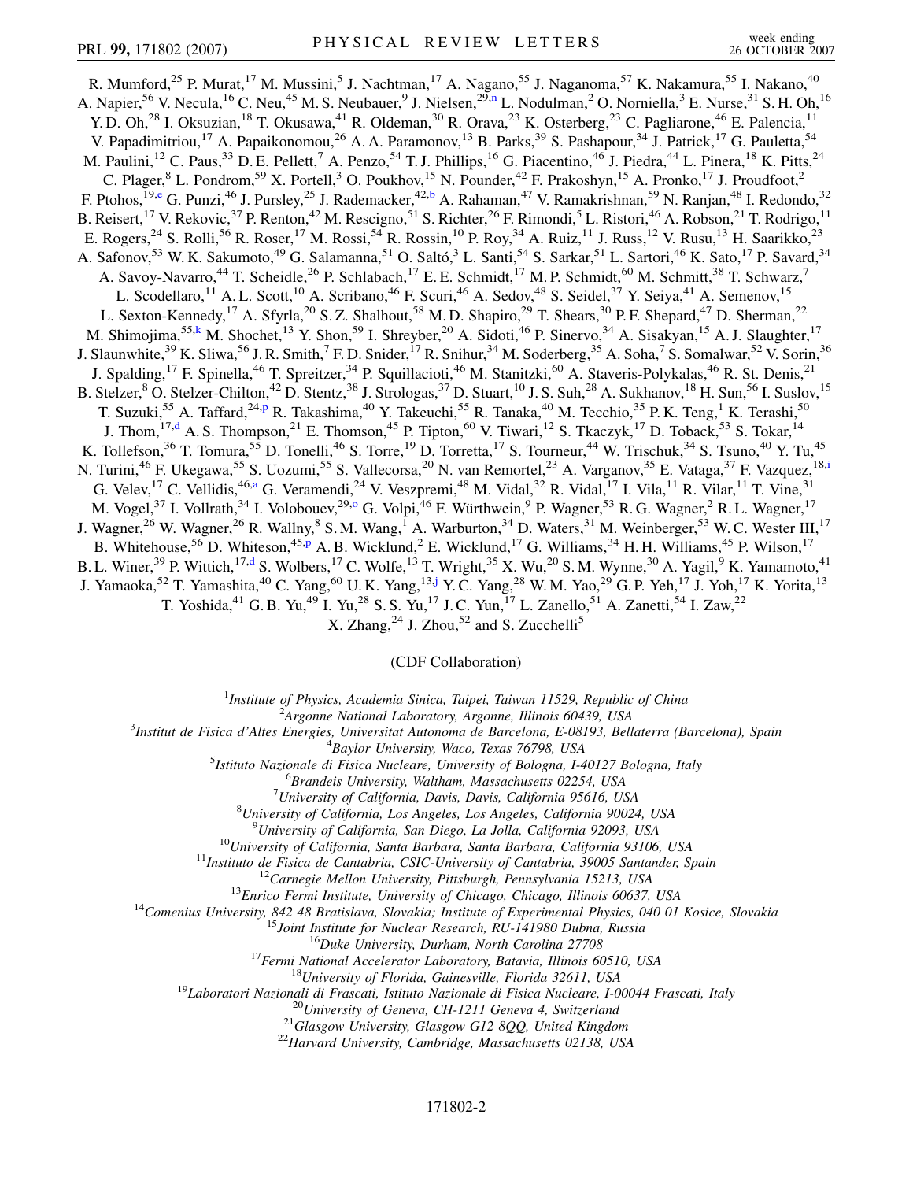R. Mumford,[25] P. Murat,[17] M. Mussini,[5] J. Nachtman,[17] A. Nagano,[55] J. Naganoma,[57] K. Nakamura,[55] I. Nakano,[40] A. Napier,[56] V. Necula,[16] C. Neu,[45] M. S. Neubauer,[9] J. Nielsen,[29,n] L. Nodulman,[2] O. Norniella,[3] E. Nurse,[31] S. H. Oh,[16] Y. D. Oh,[28] I. Oksuzian,[18] T. Okusawa,[41] R. Oldeman,[30] R. Orava,[23] K. Osterberg,[23] C. Pagliarone,[46] E. Palencia,[11] V. Papadimitriou,[17] A. Papaikonomou,[26] A. A. Paramonov,[13] B. Parks,[39] S. Pashapour,[34] J. Patrick,[17] G. Pauletta,[54] M. Paulini,[12] C. Paus,[33] D. E. Pellett,[7] A. Penzo,[54] T. J. Phillips,[16] G. Piacentino,[46] J. Piedra,[44] L. Pinera,[18] K. Pitts,[24] C. Plager,[8] L. Pondrom,[59] X. Portell,[3] O. Poukhov,[15] N. Pounder,[42] F. Prakoshyn,[15] A. Pronko,[17] J. Proudfoot,[2] F. Ptohos,[19,e] G. Punzi,[46] J. Pursley,[25] J. Rademacker,[42,b] A. Rahaman,[47] V. Ramakrishnan,[59] N. Ranjan,[48] I. Redondo,[32] B. Reisert,[17] V. Rekovic,[37] P. Renton,[42] M. Rescigno,[51] S. Richter,[26] F. Rimondi,[5] L. Ristori,[46] A. Robson,[21] T. Rodrigo,[11] E. Rogers,[24] S. Rolli,[56] R. Roser,[17] M. Rossi,[54] R. Rossin,[10] P. Roy,[34] A. Ruiz,[11] J. Russ,[12] V. Rusu,[13] H. Saarikko,[23] A. Safonov,[53] W. K. Sakumoto,[49] G. Salamanna,[51] O. Saltó,[3] L. Santi,[54] S. Sarkar,[51] L. Sartori,[46] K. Sato,[17] P. Savard,[34] A. Savoy-Navarro,[44] T. Scheidle,[26] P. Schlabach,[17] E. E. Schmidt,[17] M. P. Schmidt,[60] M. Schmitt,[38] T. Schwarz,[7] L. Scodellaro,[11] A. L. Scott,[10] A. Scribano,[46] F. Scuri,[46] A. Sedov,[48] S. Seidel,[37] Y. Seiya,[41] A. Semenov,[15] L. Sexton-Kennedy,[17] A. Sfyrla,[20] S. Z. Shalhout,[58] M. D. Shapiro,[29] T. Shears,[30] P. F. Shepard,[47] D. Sherman,[22] M. Shimojima,[55,k] M. Shochet,[13] Y. Shon,[59] I. Shreyber,[20] A. Sidoti,[46] P. Sinervo,[34] A. Sisakyan,[15] A. J. Slaughter,[17] J. Slaunwhite,[39] K. Sliwa,[56] J. R. Smith,[7] F. D. Snider,[17] R. Snihur,[34] M. Soderberg,[35] A. Soha,[7] S. Somalwar,[52] V. Sorin,[36] J. Spalding,[17] F. Spinella,[46] T. Spreitzer,[34] P. Squillacioti,[46] M. Stanitzki,[60] A. Staveris-Polykalas,[46] R. St. Denis,[21] B. Stelzer,[8] O. Stelzer-Chilton,[42] D. Stentz,[38] J. Strologas,[37] D. Stuart,[10] J. S. Suh,[28] A. Sukhanov,[18] H. Sun,[56] I. Suslov,[15] T. Suzuki,[55] A. Taffard,[24,p] R. Takashima,[40] Y. Takeuchi,[55] R. Tanaka,[40] M. Tecchio,[35] P. K. Teng,[1] K. Terashi,[50] J. Thom,[17,d] A. S. Thompson,[21] E. Thomson,[45] P. Tipton,[60] V. Tiwari,[12] S. Tkaczyk,[17] D. Toback,[53] S. Tokar,[14] K. Tollefson,[36] T. Tomura,[55] D. Tonelli,[46] S. Torre,[19] D. Torretta,[17] S. Tourneur,[44] W. Trischuk,[34] S. Tsuno,[40] Y. Tu,[45] N. Turini,[46] F. Ukegawa,[55] S. Uozumi,[55] S. Vallecorsa,[20] N. van Remortel,[23] A. Varganov,[35] E. Vataga,[37] F. Vazquez,[18,i] G. Velev,[17] C. Vellidis,[46,a] G. Veramendi,[24] V. Veszpremi,[48] M. Vidal,[32] R. Vidal,[17] I. Vila,[11] R. Vilar,[11] T. Vine,[31] M. Vogel,[37] I. Vollrath,[34] I. Volobouev,[29,o] G. Volpi,[46] F. Würthwein,[9] P. Wagner,[53] R. G. Wagner,[2] R. L. Wagner,[17] J. Wagner,[26] W. Wagner,[26] R. Wallny,[8] S. M. Wang,[1] A. Warburton,[34] D. Waters,[31] M. Weinberger,[53] W. C. Wester III,[17] B. Whitehouse,[56] D. Whiteson,[45,p] A. B. Wicklund,[2] E. Wicklund,[17] G. Williams,[34] H. H. Williams,[45] P. Wilson,[17] B. L. Winer,[39] P. Wittich,[17,d] S. Wolbers,[17] C. Wolfe,[13] T. Wright,[35] X. Wu,[20] S. M. Wynne,[30] A. Yagil,[9] K. Yamamoto,[41] J. Yamaoka,[52] T. Yamashita,[40] C. Yang,[60] U. K. Yang,[13,j] Y. C. Yang,[28] W. M. Yao,[29] G. P. Yeh,[17] J. Yoh,[17] K. Yorita,[13] T. Yoshida,[41] G. B. Yu,[49] I. Yu,[28] S. S. Yu,[17] J. C. Yun,[17] L. Zanello,[51] A. Zanetti,[54] I. Zaw,[22] X. Zhang,[24] J. Zhou,[52] and S. Zucchelli[5]

(CDF Collaboration)

[1]*Institute of Physics, Academia Sinica, Taipei, Taiwan 11529, Republic of China*
[2]*Argonne National Laboratory, Argonne, Illinois 60439, USA*
[3]*Institut de Fisica d'Altes Energies, Universitat Autonoma de Barcelona, E-08193, Bellaterra (Barcelona), Spain*
[4]*Baylor University, Waco, Texas 76798, USA*
[5]*Istituto Nazionale di Fisica Nucleare, University of Bologna, I-40127 Bologna, Italy*
[6]*Brandeis University, Waltham, Massachusetts 02254, USA*
[7]*University of California, Davis, Davis, California 95616, USA*
[8]*University of California, Los Angeles, Los Angeles, California 90024, USA*
[9]*University of California, San Diego, La Jolla, California 92093, USA*
[10]*University of California, Santa Barbara, Santa Barbara, California 93106, USA*
[11]*Instituto de Fisica de Cantabria, CSIC-University of Cantabria, 39005 Santander, Spain*
[12]*Carnegie Mellon University, Pittsburgh, Pennsylvania 15213, USA*
[13]*Enrico Fermi Institute, University of Chicago, Chicago, Illinois 60637, USA*
[14]*Comenius University, 842 48 Bratislava, Slovakia; Institute of Experimental Physics, 040 01 Kosice, Slovakia*
[15]*Joint Institute for Nuclear Research, RU-141980 Dubna, Russia*
[16]*Duke University, Durham, North Carolina 27708*
[17]*Fermi National Accelerator Laboratory, Batavia, Illinois 60510, USA*
[18]*University of Florida, Gainesville, Florida 32611, USA*
[19]*Laboratori Nazionali di Frascati, Istituto Nazionale di Fisica Nucleare, I-00044 Frascati, Italy*
[20]*University of Geneva, CH-1211 Geneva 4, Switzerland*
[21]*Glasgow University, Glasgow G12 8QQ, United Kingdom*
[22]*Harvard University, Cambridge, Massachusetts 02138, USA*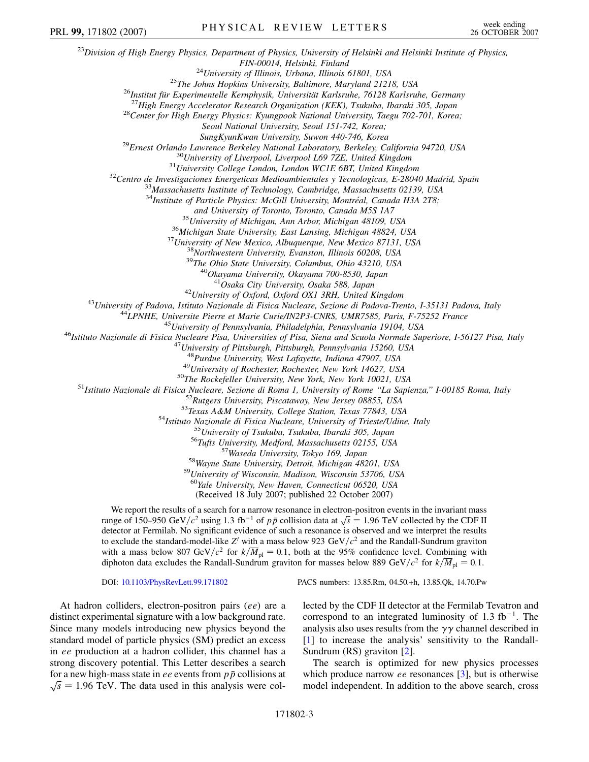[23]Division of High Energy Physics, Department of Physics, University of Helsinki and Helsinki Institute of Physics, FIN-00014, Helsinki, Finland
[24]University of Illinois, Urbana, Illinois 61801, USA
[25]The Johns Hopkins University, Baltimore, Maryland 21218, USA
[26]Institut für Experimentelle Kernphysik, Universität Karlsruhe, 76128 Karlsruhe, Germany
[27]High Energy Accelerator Research Organization (KEK), Tsukuba, Ibaraki 305, Japan
[28]Center for High Energy Physics: Kyungpook National University, Taegu 702-701, Korea; Seoul National University, Seoul 151-742, Korea; SungKyunKwan University, Suwon 440-746, Korea
[29]Ernest Orlando Lawrence Berkeley National Laboratory, Berkeley, California 94720, USA
[30]University of Liverpool, Liverpool L69 7ZE, United Kingdom
[31]University College London, London WC1E 6BT, United Kingdom
[32]Centro de Investigaciones Energeticas Medioambientales y Tecnologicas, E-28040 Madrid, Spain
[33]Massachusetts Institute of Technology, Cambridge, Massachusetts 02139, USA
[34]Institute of Particle Physics: McGill University, Montréal, Canada H3A 2T8; and University of Toronto, Toronto, Canada M5S 1A7
[35]University of Michigan, Ann Arbor, Michigan 48109, USA
[36]Michigan State University, East Lansing, Michigan 48824, USA
[37]University of New Mexico, Albuquerque, New Mexico 87131, USA
[38]Northwestern University, Evanston, Illinois 60208, USA
[39]The Ohio State University, Columbus, Ohio 43210, USA
[40]Okayama University, Okayama 700-8530, Japan
[41]Osaka City University, Osaka 588, Japan
[42]University of Oxford, Oxford OX1 3RH, United Kingdom
[43]University of Padova, Istituto Nazionale di Fisica Nucleare, Sezione di Padova-Trento, I-35131 Padova, Italy
[44]LPNHE, Universite Pierre et Marie Curie/IN2P3-CNRS, UMR7585, Paris, F-75252 France
[45]University of Pennsylvania, Philadelphia, Pennsylvania 19104, USA
[46]Istituto Nazionale di Fisica Nucleare Pisa, Universities of Pisa, Siena and Scuola Normale Superiore, I-56127 Pisa, Italy
[47]University of Pittsburgh, Pittsburgh, Pennsylvania 15260, USA
[48]Purdue University, West Lafayette, Indiana 47907, USA
[49]University of Rochester, Rochester, New York 14627, USA
[50]The Rockefeller University, New York, New York 10021, USA
[51]Istituto Nazionale di Fisica Nucleare, Sezione di Roma 1, University of Rome "La Sapienza," I-00185 Roma, Italy
[52]Rutgers University, Piscataway, New Jersey 08855, USA
[53]Texas A&M University, College Station, Texas 77843, USA
[54]Istituto Nazionale di Fisica Nucleare, University of Trieste/Udine, Italy
[55]University of Tsukuba, Tsukuba, Ibaraki 305, Japan
[56]Tufts University, Medford, Massachusetts 02155, USA
[57]Waseda University, Tokyo 169, Japan
[58]Wayne State University, Detroit, Michigan 48201, USA
[59]University of Wisconsin, Madison, Wisconsin 53706, USA
[60]Yale University, New Haven, Connecticut 06520, USA

(Received 18 July 2007; published 22 October 2007)

We report the results of a search for a narrow resonance in electron-positron events in the invariant mass range of 150–950 GeV/$c^2$ using 1.3 fb$^{-1}$ of $p\bar{p}$ collision data at $\sqrt{s} = 1.96$ TeV collected by the CDF II detector at Fermilab. No significant evidence of such a resonance is observed and we interpret the results to exclude the standard-model-like $Z'$ with a mass below 923 GeV/$c^2$ and the Randall-Sundrum graviton with a mass below 807 GeV/$c^2$ for $k/\overline{M}_{\rm pl} = 0.1$, both at the 95% confidence level. Combining with diphoton data excludes the Randall-Sundrum graviton for masses below 889 GeV/$c^2$ for $k/\overline{M}_{\rm pl} = 0.1$.

DOI: 10.1103/PhysRevLett.99.171802 PACS numbers: 13.85.Rm, 04.50.+h, 13.85.Qk, 14.70.Pw

At hadron colliders, electron-positron pairs ($ee$) are a distinct experimental signature with a low background rate. Since many models introducing new physics beyond the standard model of particle physics (SM) predict an excess in $ee$ production at a hadron collider, this channel has a strong discovery potential. This Letter describes a search for a new high-mass state in $ee$ events from $p\bar{p}$ collisions at $\sqrt{s} = 1.96$ TeV. The data used in this analysis were collected by the CDF II detector at the Fermilab Tevatron and correspond to an integrated luminosity of 1.3 fb$^{-1}$. The analysis also uses results from the $\gamma\gamma$ channel described in [1] to increase the analysis' sensitivity to the Randall-Sundrum (RS) graviton [2].

The search is optimized for new physics processes which produce narrow $ee$ resonances [3], but is otherwise model independent. In addition to the above search, cross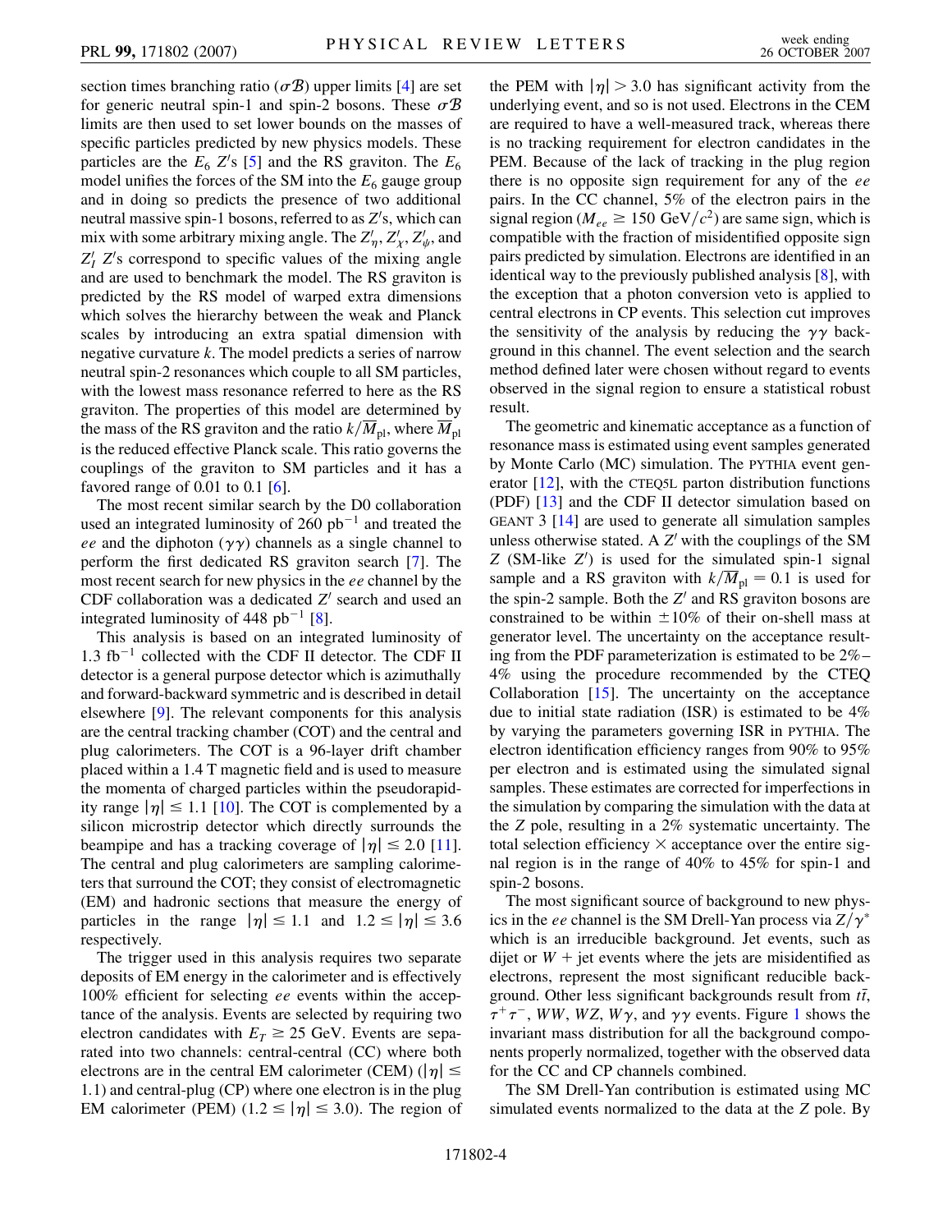section times branching ratio ($\sigma\mathcal{B}$) upper limits [4] are set for generic neutral spin-1 and spin-2 bosons. These $\sigma\mathcal{B}$ limits are then used to set lower bounds on the masses of specific particles predicted by new physics models. These particles are the $E_6$ $Z'$s [5] and the RS graviton. The $E_6$ model unifies the forces of the SM into the $E_6$ gauge group and in doing so predicts the presence of two additional neutral massive spin-1 bosons, referred to as $Z'$s, which can mix with some arbitrary mixing angle. The $Z'_\eta$, $Z'_\chi$, $Z'_\psi$, and $Z'_I$ $Z'$s correspond to specific values of the mixing angle and are used to benchmark the model. The RS graviton is predicted by the RS model of warped extra dimensions which solves the hierarchy between the weak and Planck scales by introducing an extra spatial dimension with negative curvature $k$. The model predicts a series of narrow neutral spin-2 resonances which couple to all SM particles, with the lowest mass resonance referred to here as the RS graviton. The properties of this model are determined by the mass of the RS graviton and the ratio $k/\overline{M}_{\rm pl}$, where $\overline{M}_{\rm pl}$ is the reduced effective Planck scale. This ratio governs the couplings of the graviton to SM particles and it has a favored range of 0.01 to 0.1 [6].

The most recent similar search by the D0 collaboration used an integrated luminosity of 260 pb$^{-1}$ and treated the $ee$ and the diphoton ($\gamma\gamma$) channels as a single channel to perform the first dedicated RS graviton search [7]. The most recent search for new physics in the $ee$ channel by the CDF collaboration was a dedicated $Z'$ search and used an integrated luminosity of 448 pb$^{-1}$ [8].

This analysis is based on an integrated luminosity of 1.3 fb$^{-1}$ collected with the CDF II detector. The CDF II detector is a general purpose detector which is azimuthally and forward-backward symmetric and is described in detail elsewhere [9]. The relevant components for this analysis are the central tracking chamber (COT) and the central and plug calorimeters. The COT is a 96-layer drift chamber placed within a 1.4 T magnetic field and is used to measure the momenta of charged particles within the pseudorapidity range $|\eta| \leq 1.1$ [10]. The COT is complemented by a silicon microstrip detector which directly surrounds the beampipe and has a tracking coverage of $|\eta| \leq 2.0$ [11]. The central and plug calorimeters are sampling calorimeters that surround the COT; they consist of electromagnetic (EM) and hadronic sections that measure the energy of particles in the range $|\eta| \leq 1.1$ and $1.2 \leq |\eta| \leq 3.6$ respectively.

The trigger used in this analysis requires two separate deposits of EM energy in the calorimeter and is effectively 100% efficient for selecting $ee$ events within the acceptance of the analysis. Events are selected by requiring two electron candidates with $E_T \geq 25$ GeV. Events are separated into two channels: central-central (CC) where both electrons are in the central EM calorimeter (CEM) ($|\eta| \leq 1.1$) and central-plug (CP) where one electron is in the plug EM calorimeter (PEM) ($1.2 \leq |\eta| \leq 3.0$). The region of the PEM with $|\eta| > 3.0$ has significant activity from the underlying event, and so is not used. Electrons in the CEM are required to have a well-measured track, whereas there is no tracking requirement for electron candidates in the PEM. Because of the lack of tracking in the plug region there is no opposite sign requirement for any of the $ee$ pairs. In the CC channel, 5% of the electron pairs in the signal region ($M_{ee} \geq 150$ GeV$/c^2$) are same sign, which is compatible with the fraction of misidentified opposite sign pairs predicted by simulation. Electrons are identified in an identical way to the previously published analysis [8], with the exception that a photon conversion veto is applied to central electrons in CP events. This selection cut improves the sensitivity of the analysis by reducing the $\gamma\gamma$ background in this channel. The event selection and the search method defined later were chosen without regard to events observed in the signal region to ensure a statistical robust result.

The geometric and kinematic acceptance as a function of resonance mass is estimated using event samples generated by Monte Carlo (MC) simulation. The PYTHIA event generator [12], with the CTEQ5L parton distribution functions (PDF) [13] and the CDF II detector simulation based on GEANT 3 [14] are used to generate all simulation samples unless otherwise stated. A $Z'$ with the couplings of the SM $Z$ (SM-like $Z'$) is used for the simulated spin-1 signal sample and a RS graviton with $k/\overline{M}_{\rm pl} = 0.1$ is used for the spin-2 sample. Both the $Z'$ and RS graviton bosons are constrained to be within $\pm 10\%$ of their on-shell mass at generator level. The uncertainty on the acceptance resulting from the PDF parameterization is estimated to be 2%–4% using the procedure recommended by the CTEQ Collaboration [15]. The uncertainty on the acceptance due to initial state radiation (ISR) is estimated to be 4% by varying the parameters governing ISR in PYTHIA. The electron identification efficiency ranges from 90% to 95% per electron and is estimated using the simulated signal samples. These estimates are corrected for imperfections in the simulation by comparing the simulation with the data at the $Z$ pole, resulting in a 2% systematic uncertainty. The total selection efficiency $\times$ acceptance over the entire signal region is in the range of 40% to 45% for spin-1 and spin-2 bosons.

The most significant source of background to new physics in the $ee$ channel is the SM Drell-Yan process via $Z/\gamma^*$ which is an irreducible background. Jet events, such as dijet or $W$ + jet events where the jets are misidentified as electrons, represent the most significant reducible background. Other less significant backgrounds result from $t\bar{t}$, $\tau^+\tau^-$, $WW$, $WZ$, $W\gamma$, and $\gamma\gamma$ events. Figure 1 shows the invariant mass distribution for all the background components properly normalized, together with the observed data for the CC and CP channels combined.

The SM Drell-Yan contribution is estimated using MC simulated events normalized to the data at the $Z$ pole. By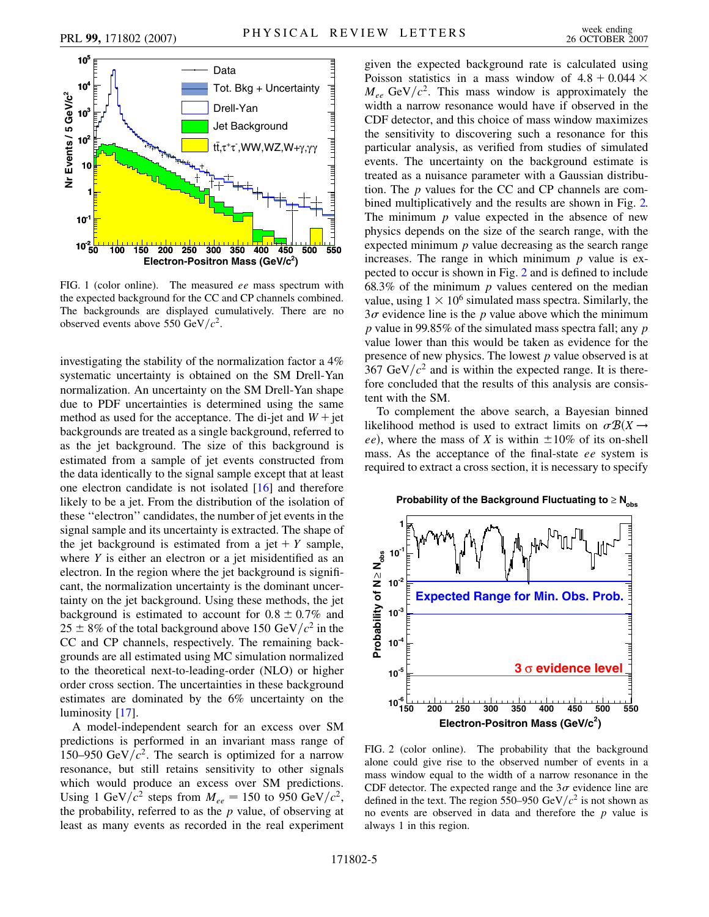FIG. 1 (color online). The measured $ee$ mass spectrum with the expected background for the CC and CP channels combined. The backgrounds are displayed cumulatively. There are no observed events above 550 GeV/$c^2$.

investigating the stability of the normalization factor a 4% systematic uncertainty is obtained on the SM Drell-Yan normalization. An uncertainty on the SM Drell-Yan shape due to PDF uncertainties is determined using the same method as used for the acceptance. The di-jet and $W$ + jet backgrounds are treated as a single background, referred to as the jet background. The size of this background is estimated from a sample of jet events constructed from the data identically to the signal sample except that at least one electron candidate is not isolated [16] and therefore likely to be a jet. From the distribution of the isolation of these "electron" candidates, the number of jet events in the signal sample and its uncertainty is extracted. The shape of the jet background is estimated from a jet + $Y$ sample, where $Y$ is either an electron or a jet misidentified as an electron. In the region where the jet background is significant, the normalization uncertainty is the dominant uncertainty on the jet background. Using these methods, the jet background is estimated to account for $0.8 \pm 0.7\%$ and $25 \pm 8\%$ of the total background above 150 GeV/$c^2$ in the CC and CP channels, respectively. The remaining backgrounds are all estimated using MC simulation normalized to the theoretical next-to-leading-order (NLO) or higher order cross section. The uncertainties in these background estimates are dominated by the 6% uncertainty on the luminosity [17].

A model-independent search for an excess over SM predictions is performed in an invariant mass range of 150–950 GeV/$c^2$. The search is optimized for a narrow resonance, but still retains sensitivity to other signals which would produce an excess over SM predictions. Using 1 GeV/$c^2$ steps from $M_{ee}$ = 150 to 950 GeV/$c^2$, the probability, referred to as the $p$ value, of observing at least as many events as recorded in the real experiment given the expected background rate is calculated using Poisson statistics in a mass window of $4.8 + 0.044 \times M_{ee}$ GeV/$c^2$. This mass window is approximately the width a narrow resonance would have if observed in the CDF detector, and this choice of mass window maximizes the sensitivity to discovering such a resonance for this particular analysis, as verified from studies of simulated events. The uncertainty on the background estimate is treated as a nuisance parameter with a Gaussian distribution. The $p$ values for the CC and CP channels are combined multiplicatively and the results are shown in Fig. 2. The minimum $p$ value expected in the absence of new physics depends on the size of the search range, with the expected minimum $p$ value decreasing as the search range increases. The range in which minimum $p$ value is expected to occur is shown in Fig. 2 and is defined to include 68.3% of the minimum $p$ values centered on the median value, using $1 \times 10^6$ simulated mass spectra. Similarly, the $3\sigma$ evidence line is the $p$ value above which the minimum $p$ value in 99.85% of the simulated mass spectra fall; any $p$ value lower than this would be taken as evidence for the presence of new physics. The lowest $p$ value observed is at 367 GeV/$c^2$ and is within the expected range. It is therefore concluded that the results of this analysis are consistent with the SM.

To complement the above search, a Bayesian binned likelihood method is used to extract limits on $\sigma\mathcal{B}(X \rightarrow ee)$, where the mass of $X$ is within $\pm 10\%$ of its on-shell mass. As the acceptance of the final-state $ee$ system is required to extract a cross section, it is necessary to specify

FIG. 2 (color online). The probability that the background alone could give rise to the observed number of events in a mass window equal to the width of a narrow resonance in the CDF detector. The expected range and the $3\sigma$ evidence line are defined in the text. The region 550–950 GeV/$c^2$ is not shown as no events are observed in data and therefore the $p$ value is always 1 in this region.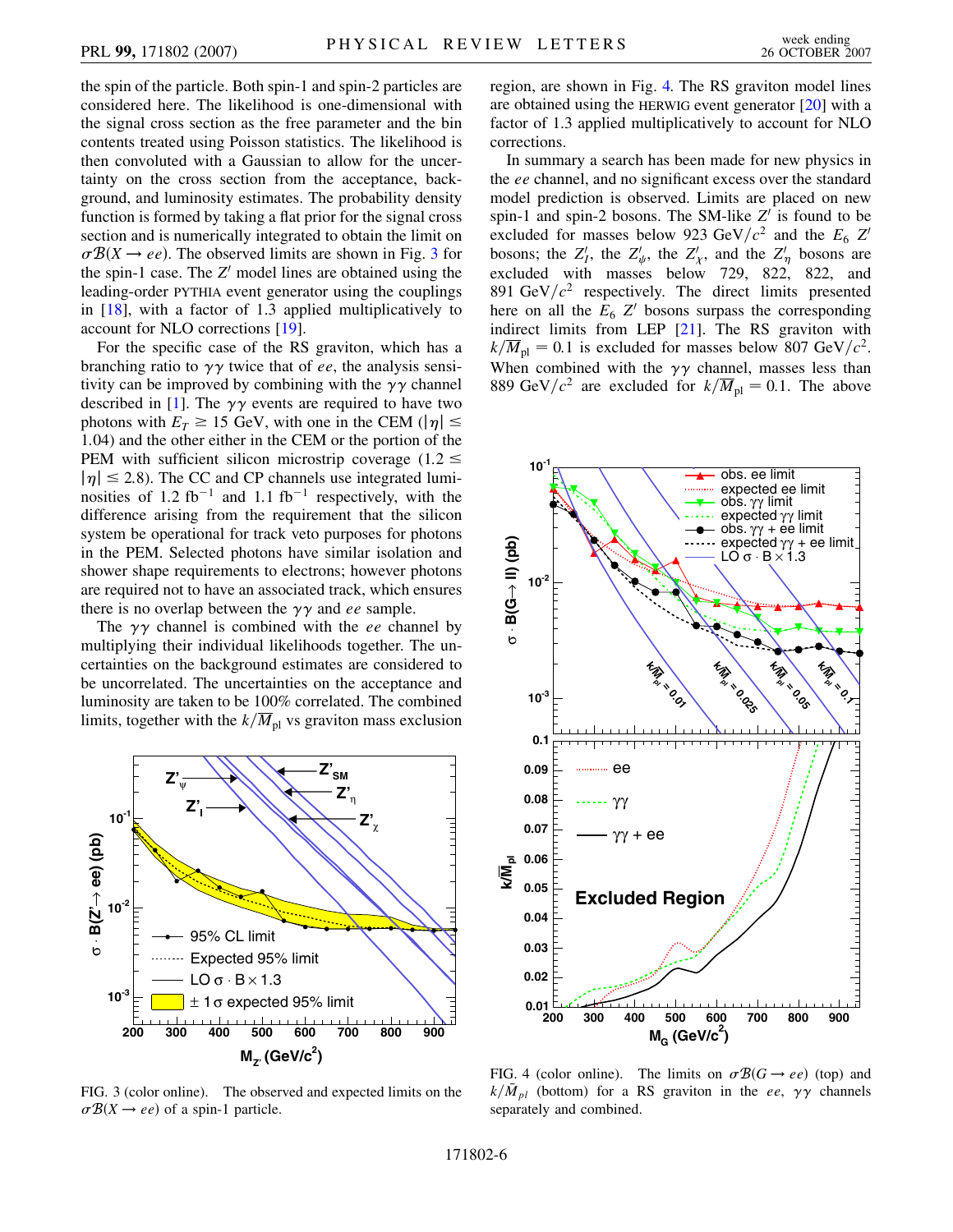the spin of the particle. Both spin-1 and spin-2 particles are considered here. The likelihood is one-dimensional with the signal cross section as the free parameter and the bin contents treated using Poisson statistics. The likelihood is then convoluted with a Gaussian to allow for the uncertainty on the cross section from the acceptance, background, and luminosity estimates. The probability density function is formed by taking a flat prior for the signal cross section and is numerically integrated to obtain the limit on $\sigma\mathcal{B}(X \rightarrow ee)$. The observed limits are shown in Fig. 3 for the spin-1 case. The $Z'$ model lines are obtained using the leading-order PYTHIA event generator using the couplings in [18], with a factor of 1.3 applied multiplicatively to account for NLO corrections [19].

For the specific case of the RS graviton, which has a branching ratio to $\gamma\gamma$ twice that of $ee$, the analysis sensitivity can be improved by combining with the $\gamma\gamma$ channel described in [1]. The $\gamma\gamma$ events are required to have two photons with $E_T \geq 15$ GeV, with one in the CEM ($|\eta| \leq 1.04$) and the other either in the CEM or the portion of the PEM with sufficient silicon microstrip coverage ($1.2 \leq |\eta| \leq 2.8$). The CC and CP channels use integrated luminosities of 1.2 fb$^{-1}$ and 1.1 fb$^{-1}$ respectively, with the difference arising from the requirement that the silicon system be operational for track veto purposes for photons in the PEM. Selected photons have similar isolation and shower shape requirements to electrons; however photons are required not to have an associated track, which ensures there is no overlap between the $\gamma\gamma$ and $ee$ sample.

The $\gamma\gamma$ channel is combined with the $ee$ channel by multiplying their individual likelihoods together. The uncertainties on the background estimates are considered to be uncorrelated. The uncertainties on the acceptance and luminosity are taken to be 100% correlated. The combined limits, together with the $k/\overline{M}_{\rm pl}$ vs graviton mass exclusion region, are shown in Fig. 4. The RS graviton model lines are obtained using the HERWIG event generator [20] with a factor of 1.3 applied multiplicatively to account for NLO corrections.

In summary a search has been made for new physics in the $ee$ channel, and no significant excess over the standard model prediction is observed. Limits are placed on new spin-1 and spin-2 bosons. The SM-like $Z'$ is found to be excluded for masses below 923 GeV/$c^2$ and the $E_6$ $Z'$ bosons; the $Z'_I$, the $Z'_\psi$, the $Z'_\chi$, and the $Z'_\eta$ bosons are excluded with masses below 729, 822, 822, and 891 GeV/$c^2$ respectively. The direct limits presented here on all the $E_6$ $Z'$ bosons surpass the corresponding indirect limits from LEP [21]. The RS graviton with $k/\overline{M}_{\rm pl} = 0.1$ is excluded for masses below 807 GeV/$c^2$. When combined with the $\gamma\gamma$ channel, masses less than 889 GeV/$c^2$ are excluded for $k/\overline{M}_{\rm pl} = 0.1$. The above

FIG. 3 (color online). The observed and expected limits on the $\sigma\mathcal{B}(X \rightarrow ee)$ of a spin-1 particle.

FIG. 4 (color online). The limits on $\sigma\mathcal{B}(G \rightarrow ee)$ (top) and $k/\bar{M}_{pl}$ (bottom) for a RS graviton in the $ee$, $\gamma\gamma$ channels separately and combined.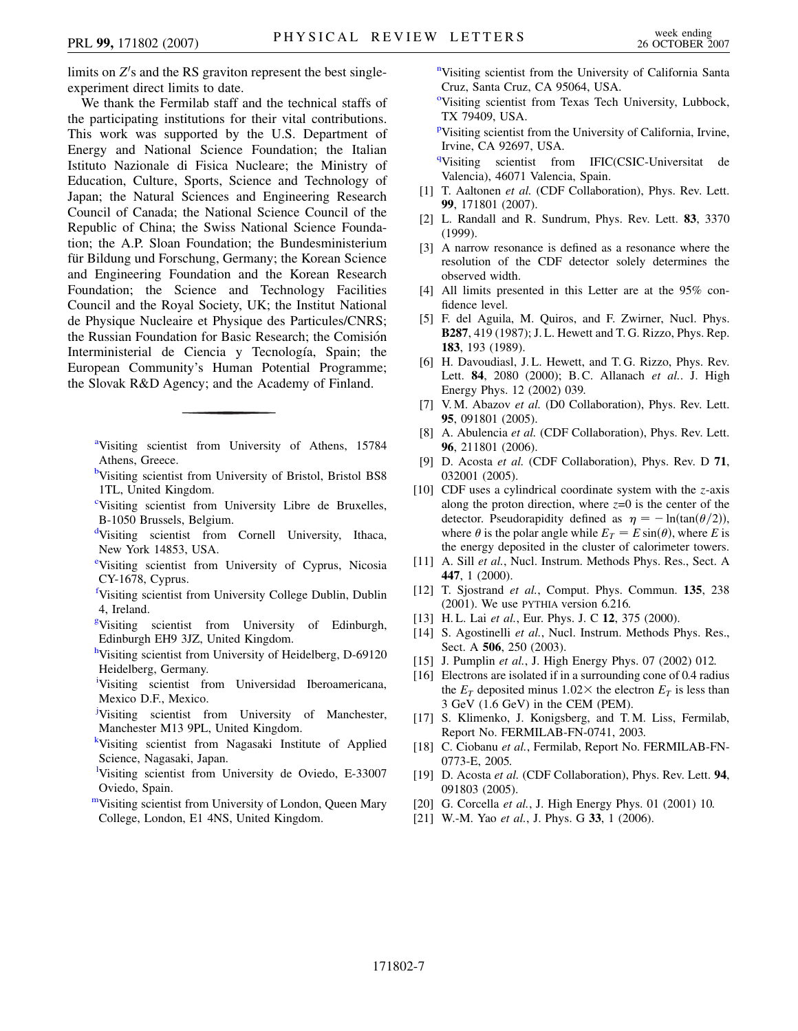limits on $Z'$s and the RS graviton represent the best single-experiment direct limits to date.

We thank the Fermilab staff and the technical staffs of the participating institutions for their vital contributions. This work was supported by the U.S. Department of Energy and National Science Foundation; the Italian Istituto Nazionale di Fisica Nucleare; the Ministry of Education, Culture, Sports, Science and Technology of Japan; the Natural Sciences and Engineering Research Council of Canada; the National Science Council of the Republic of China; the Swiss National Science Foundation; the A.P. Sloan Foundation; the Bundesministerium für Bildung und Forschung, Germany; the Korean Science and Engineering Foundation and the Korean Research Foundation; the Science and Technology Facilities Council and the Royal Society, UK; the Institut National de Physique Nucleaire et Physique des Particules/CNRS; the Russian Foundation for Basic Research; the Comisión Interministerial de Ciencia y Tecnología, Spain; the European Community's Human Potential Programme; the Slovak R&D Agency; and the Academy of Finland.

---

[a]Visiting scientist from University of Athens, 15784 Athens, Greece.

[b]Visiting scientist from University of Bristol, Bristol BS8 1TL, United Kingdom.

[c]Visiting scientist from University Libre de Bruxelles, B-1050 Brussels, Belgium.

[d]Visiting scientist from Cornell University, Ithaca, New York 14853, USA.

[e]Visiting scientist from University of Cyprus, Nicosia CY-1678, Cyprus.

[f]Visiting scientist from University College Dublin, Dublin 4, Ireland.

[g]Visiting scientist from University of Edinburgh, Edinburgh EH9 3JZ, United Kingdom.

[h]Visiting scientist from University of Heidelberg, D-69120 Heidelberg, Germany.

[i]Visiting scientist from Universidad Iberoamericana, Mexico D.F., Mexico.

[j]Visiting scientist from University of Manchester, Manchester M13 9PL, United Kingdom.

[k]Visiting scientist from Nagasaki Institute of Applied Science, Nagasaki, Japan.

[l]Visiting scientist from University de Oviedo, E-33007 Oviedo, Spain.

[m]Visiting scientist from University of London, Queen Mary College, London, E1 4NS, United Kingdom.

[n]Visiting scientist from the University of California Santa Cruz, Santa Cruz, CA 95064, USA.

[o]Visiting scientist from Texas Tech University, Lubbock, TX 79409, USA.

[p]Visiting scientist from the University of California, Irvine, Irvine, CA 92697, USA.

[q]Visiting scientist from IFIC(CSIC-Universitat de Valencia), 46071 Valencia, Spain.

[1] T. Aaltonen *et al.* (CDF Collaboration), Phys. Rev. Lett. **99**, 171801 (2007).

[2] L. Randall and R. Sundrum, Phys. Rev. Lett. **83**, 3370 (1999).

[3] A narrow resonance is defined as a resonance where the resolution of the CDF detector solely determines the observed width.

[4] All limits presented in this Letter are at the 95% confidence level.

[5] F. del Aguila, M. Quiros, and F. Zwirner, Nucl. Phys. **B287**, 419 (1987); J. L. Hewett and T. G. Rizzo, Phys. Rep. **183**, 193 (1989).

[6] H. Davoudiasl, J. L. Hewett, and T. G. Rizzo, Phys. Rev. Lett. **84**, 2080 (2000); B. C. Allanach *et al.*. J. High Energy Phys. 12 (2002) 039.

[7] V. M. Abazov *et al.* (D0 Collaboration), Phys. Rev. Lett. **95**, 091801 (2005).

[8] A. Abulencia *et al.* (CDF Collaboration), Phys. Rev. Lett. **96**, 211801 (2006).

[9] D. Acosta *et al.* (CDF Collaboration), Phys. Rev. D **71**, 032001 (2005).

[10] CDF uses a cylindrical coordinate system with the $z$-axis along the proton direction, where $z$=0 is the center of the detector. Pseudorapidity defined as $\eta = -\ln(\tan(\theta/2))$, where $\theta$ is the polar angle while $E_T = E\sin(\theta)$, where $E$ is the energy deposited in the cluster of calorimeter towers.

[11] A. Sill *et al.*, Nucl. Instrum. Methods Phys. Res., Sect. A **447**, 1 (2000).

[12] T. Sjostrand *et al.*, Comput. Phys. Commun. **135**, 238 (2001). We use PYTHIA version 6.216.

[13] H. L. Lai *et al.*, Eur. Phys. J. C **12**, 375 (2000).

[14] S. Agostinelli *et al.*, Nucl. Instrum. Methods Phys. Res., Sect. A **506**, 250 (2003).

[15] J. Pumplin *et al.*, J. High Energy Phys. 07 (2002) 012.

[16] Electrons are isolated if in a surrounding cone of 0.4 radius the $E_T$ deposited minus 1.02$\times$ the electron $E_T$ is less than 3 GeV (1.6 GeV) in the CEM (PEM).

[17] S. Klimenko, J. Konigsberg, and T. M. Liss, Fermilab, Report No. FERMILAB-FN-0741, 2003.

[18] C. Ciobanu *et al.*, Fermilab, Report No. FERMILAB-FN-0773-E, 2005.

[19] D. Acosta *et al.* (CDF Collaboration), Phys. Rev. Lett. **94**, 091803 (2005).

[20] G. Corcella *et al.*, J. High Energy Phys. 01 (2001) 10.

[21] W.-M. Yao *et al.*, J. Phys. G **33**, 1 (2006).